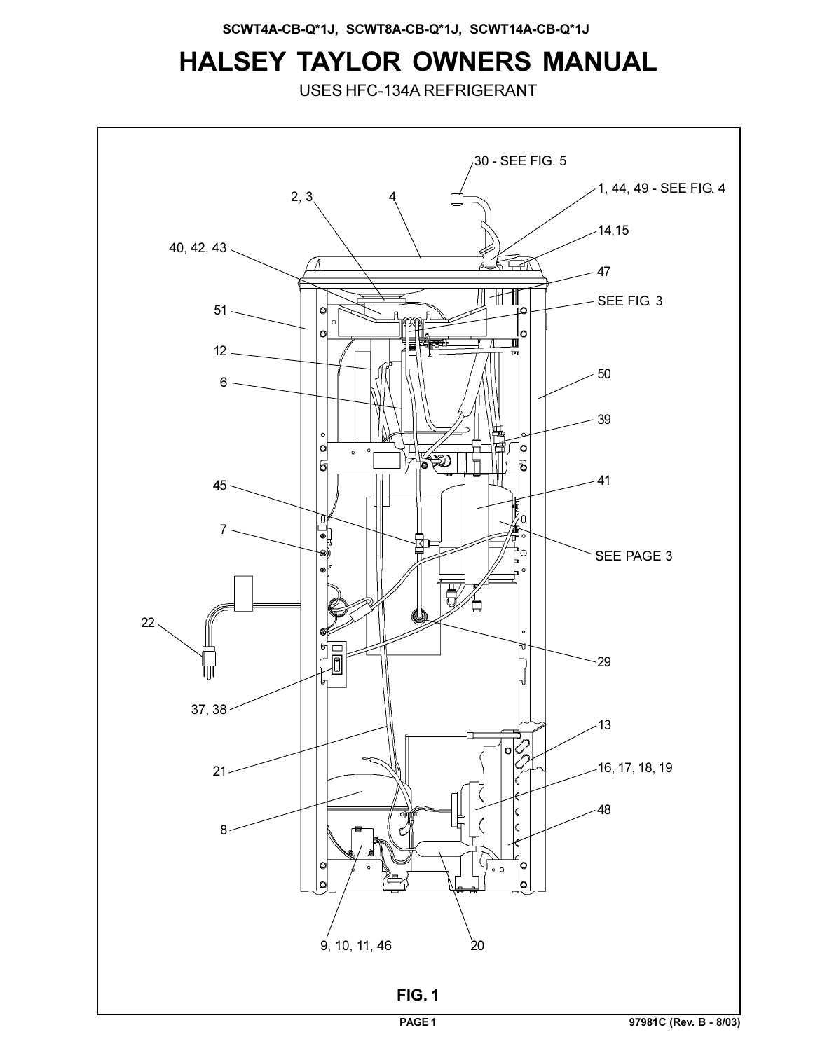SCWT4A-CB-Q*1J, SCWT8A-CB-Q*1J, SCWT14A-CB-Q*1J

# HALSEY TAYLOR OWNERS MANUAL

USES HFC-134A REFRIGERANT

30 - SEE FIG. 5

1, 44, 49 - SEE FIG. 4

2, 3

4

14,15

40, 42, 43

47

SEE FIG. 3

51

12

6

50

39

45

41

7

SEE PAGE 3

22

29

37, 38

13

21

16, 17, 18, 19

8

48

9, 10, 11, 46

20

**FIG. 1**

97981C (Rev. B - 8/03)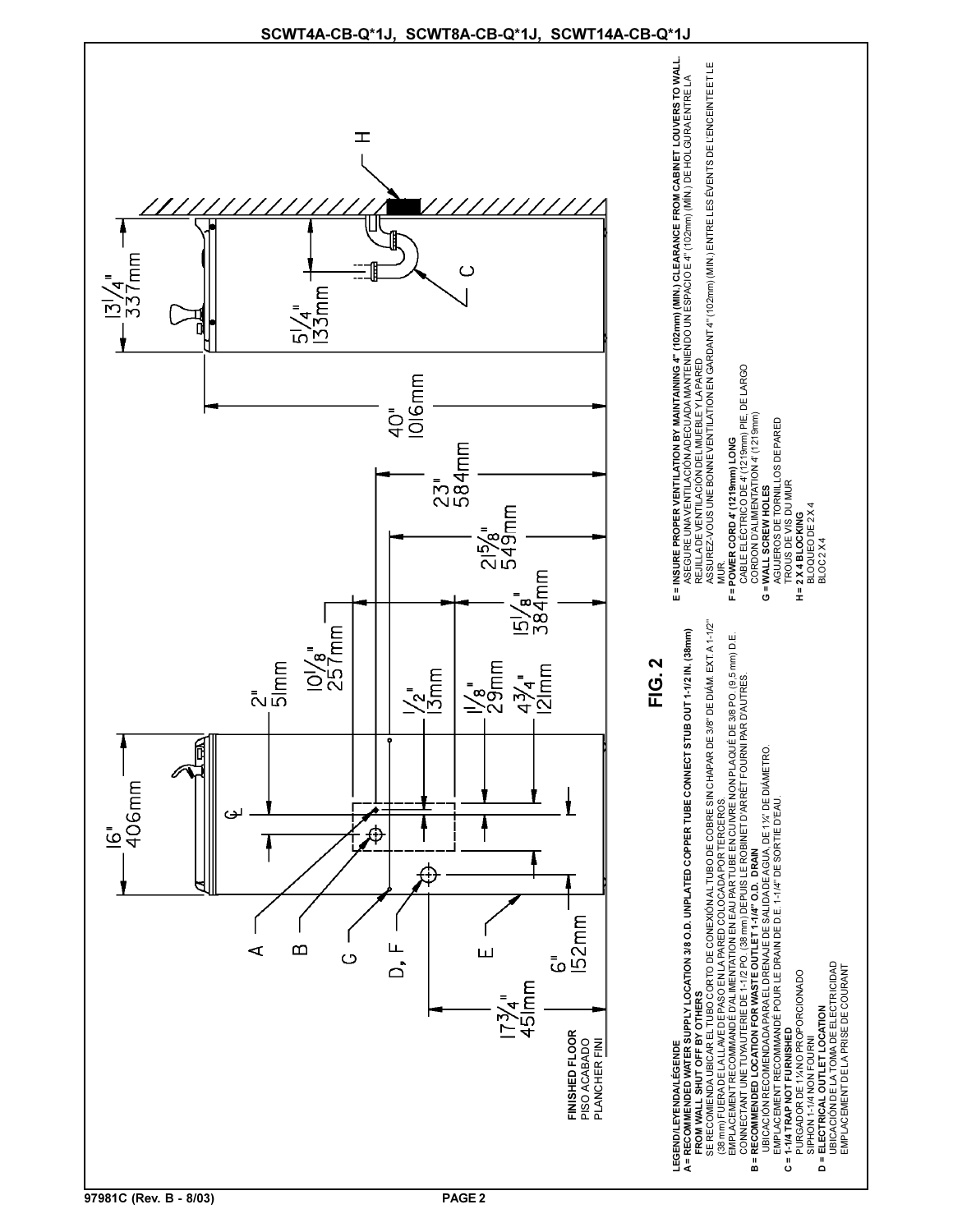SCWT4A-CB-Q*1J, SCWT8A-CB-Q*1J, SCWT14A-CB-Q*1J

16" 406mm

2" 51mm

10 1/8" 257mm

1/2" 13mm

1 1/8" 29mm

4 3/4" 121mm

15 1/8" 384mm

21 5/8" 549mm

23" 584mm

40" 1016mm

13 1/4" 337mm

5 1/4" 133mm

6" 152mm

17 3/4" 451mm

**FINISHED FLOOR**
PISO ACABADO
PLANCHER FINI

A, B, G, D, F, E, C, H

## FIG. 2

**LEGEND/LEYENDA/LÉGENDE**

**A = RECOMMENDED WATER SUPPLY LOCATION 3/8 O.D. UNPLATED COPPER TUBE CONNECT STUB OUT 1-1/2 IN. (38mm) FROM WALL. SHUT OFF BY OTHERS**
SE RECOMIENDA UBICAR EL TUBO CORTO DE CONEXIÓN AL TUBO DE COBRE SIN CHAPAR DE 3/8" DE DIÁM. EXT. A 1-1/2" (38 mm) FUERA DE LA LLAVE DE PASO EN LA PARED COLOCADA POR TERCEROS.
EMPLACEMENT RECOMMANDÉ D'ALIMENTATION EN EAU PAR TUBE EN CUIVRE NON PLAQUÉ DE 3/8 PO. (9,5 mm) D.E. CONNECTANT UNE TUYAUTERIE DE 1-1/2 PO. (38 mm) DEPUIS LE ROBINET D'ARRÊT FOURNI PAR D'AUTRES.

**B = RECOMMENDED LOCATION FOR WASTE OUTLET 1-1/4" O.D. DRAIN**
UBICACIÓN RECOMENDADA PARA EL DRENAJE DE SALIDA DE AGUA, DE 1¼" DE DIÁMETRO.
EMPLACEMENT RECOMMANDÉ POUR LE DRAIN DE D.E. 1-1/4" DE SORTIE D'EAU.

**C = 1-1/4 TRAP NOT FURNISHED**
PURGADOR DE 1¼ NO PROPORCIONADO
SIPHON 1-1/4 NON FOURNI

**D = ELECTRICAL OUTLET LOCATION**
UBICACIÓN DE LA TOMA DE ELECTRICIDAD
EMPLACEMENT DE LA PRISE DE COURANT

**E = INSURE PROPER VENTILATION BY MAINTAINING 4" (102mm) (MIN.) CLEARANCE FROM CABINET LOUVERS TO WALL.**
ASEGURE UNA VENTILACIÓN ADECUADA MANTENIENDO UN ESPACIO E 4" (102mm) (MIN.) DE HOLGURA ENTRE LA REJILLA DE VENTILACIÓN DEL MUEBLE Y LA PARED
ASSUREZ-VOUS UNE BONNE VENTILATION EN GARDANT 4" (102mm) (MIN.) ENTRE LES ÉVENTS DE L'ENCEINTE ET LE MUR.

**F = POWER CORD 4' (1219mm) LONG**
CABLE ELÉCTRICO DE 4' (1219mm) PIE. DE LARGO
CORDON D'ALIMENTATION 4' (1219mm)

**G = WALL SCREW HOLES**
AGUJEROS DE TORNILLOS DE PARED
TROUS DE VIS DU MUR

**H = 2 X 4 BLOCKING**
BLOQUEO DE 2 X 4
BLOC 2 X 4

97981C (Rev. B - 8/03)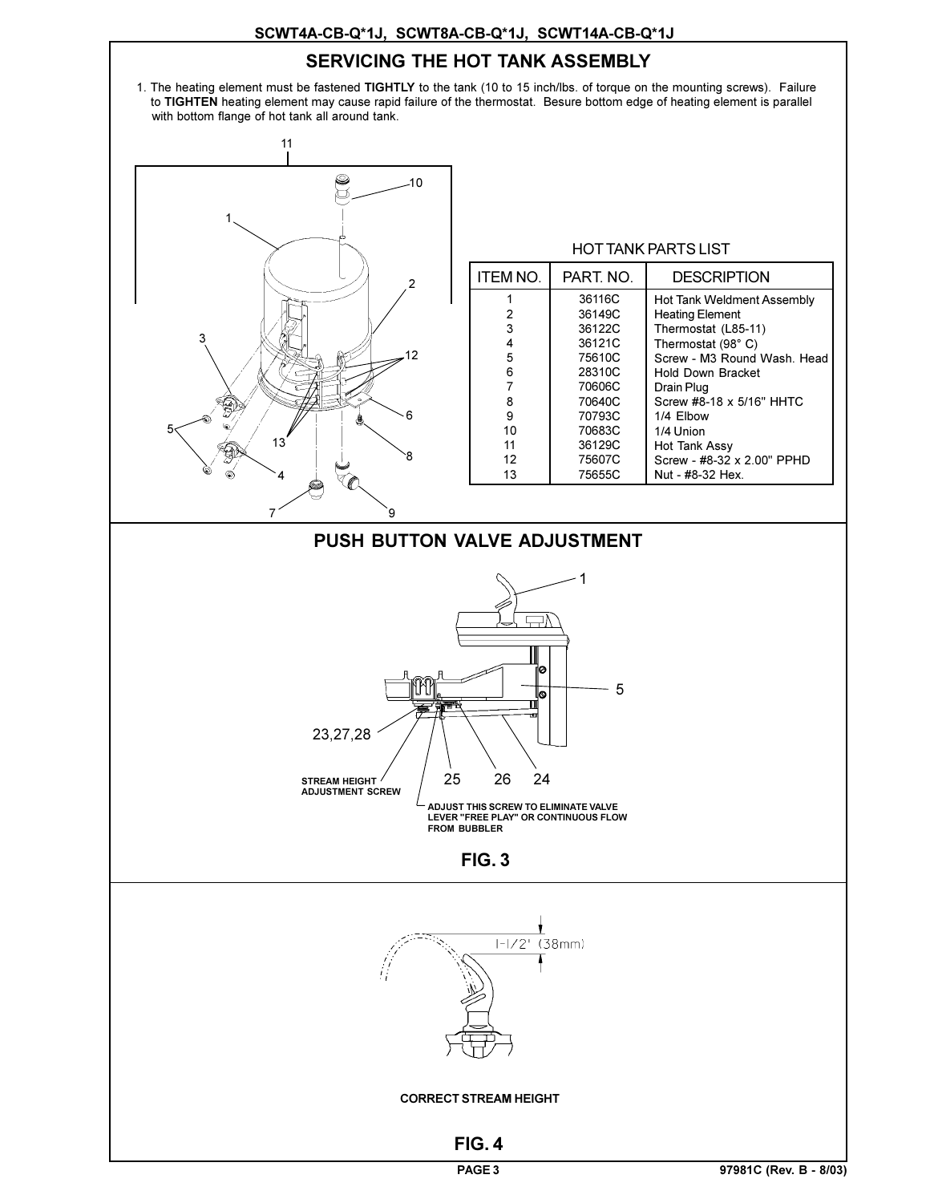## SERVICING THE HOT TANK ASSEMBLY

1. The heating element must be fastened **TIGHTLY** to the tank (10 to 15 inch/lbs. of torque on the mounting screws). Failure to **TIGHTEN** heating element may cause rapid failure of the thermostat. Besure bottom edge of heating element is parallel with bottom flange of hot tank all around tank.

HOT TANK PARTS LIST

| ITEM NO. | PART. NO. | DESCRIPTION |
|---|---|---|
| 1 | 36116C | Hot Tank Weldment Assembly |
| 2 | 36149C | Heating Element |
| 3 | 36122C | Thermostat (L85-11) |
| 4 | 36121C | Thermostat (98° C) |
| 5 | 75610C | Screw - M3 Round Wash. Head |
| 6 | 28310C | Hold Down Bracket |
| 7 | 70606C | Drain Plug |
| 8 | 70640C | Screw #8-18 x 5/16" HHTC |
| 9 | 70793C | 1/4 Elbow |
| 10 | 70683C | 1/4 Union |
| 11 | 36129C | Hot Tank Assy |
| 12 | 75607C | Screw - #8-32 x 2.00" PPHD |
| 13 | 75655C | Nut - #8-32 Hex. |

## PUSH BUTTON VALVE ADJUSTMENT

STREAM HEIGHT ADJUSTMENT SCREW

ADJUST THIS SCREW TO ELIMINATE VALVE LEVER "FREE PLAY" OR CONTINUOUS FLOW FROM BUBBLER

**FIG. 3**

1-1/2" (38mm)

CORRECT STREAM HEIGHT

**FIG. 4**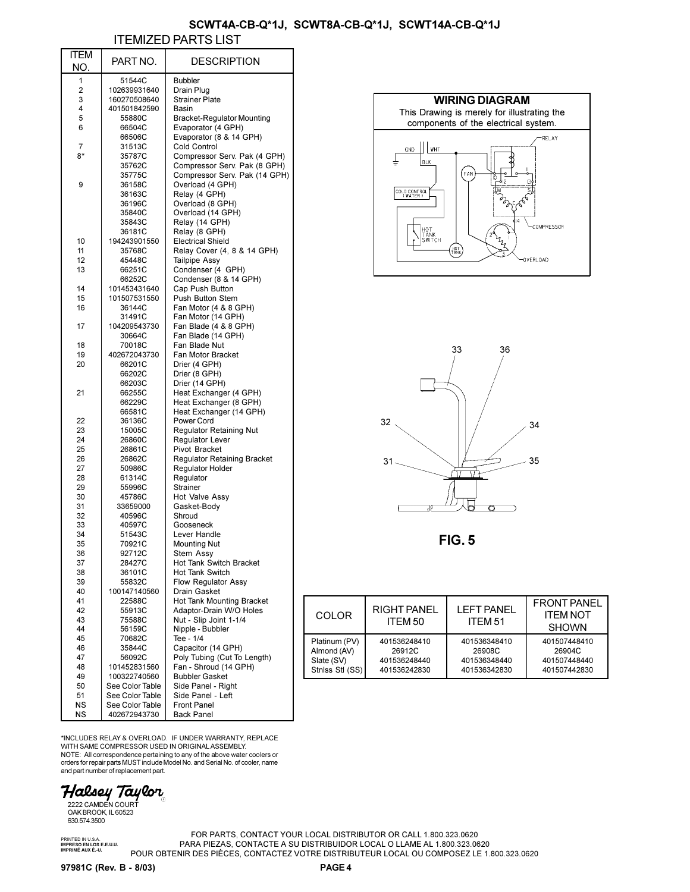## SCWT4A-CB-Q*1J, SCWT8A-CB-Q*1J, SCWT14A-CB-Q*1J

### ITEMIZED PARTS LIST

| ITEM NO. | PART NO. | DESCRIPTION |
|---|---|---|
| 1 | 51544C | Bubbler |
| 2 | 102639931640 | Drain Plug |
| 3 | 160270508640 | Strainer Plate |
| 4 | 401501842590 | Basin |
| 5 | 55880C | Bracket-Regulator Mounting |
| 6 | 66504C | Evaporator (4 GPH) |
| | 66506C | Evaporator (8 & 14 GPH) |
| 7 | 31513C | Cold Control |
| 8* | 35787C | Compressor Serv. Pak (4 GPH) |
| | 35762C | Compressor Serv. Pak (8 GPH) |
| | 35775C | Compressor Serv. Pak (14 GPH) |
| 9 | 36158C | Overload (4 GPH) |
| | 36163C | Relay (4 GPH) |
| | 36196C | Overload (8 GPH) |
| | 35840C | Overload (14 GPH) |
| | 35843C | Relay (14 GPH) |
| | 36181C | Relay (8 GPH) |
| 10 | 194243901550 | Electrical Shield |
| 11 | 35768C | Relay Cover (4, 8 & 14 GPH) |
| 12 | 45448C | Tailpipe Assy |
| 13 | 66251C | Condenser (4 GPH) |
| | 66252C | Condenser (8 & 14 GPH) |
| 14 | 101453431640 | Cap Push Button |
| 15 | 101507531550 | Push Button Stem |
| 16 | 36144C | Fan Motor (4 & 8 GPH) |
| | 31491C | Fan Motor (14 GPH) |
| 17 | 104209543730 | Fan Blade (4 & 8 GPH) |
| | 30664C | Fan Blade (14 GPH) |
| 18 | 70018C | Fan Blade Nut |
| 19 | 402672043730 | Fan Motor Bracket |
| 20 | 66201C | Drier (4 GPH) |
| | 66202C | Drier (8 GPH) |
| | 66203C | Drier (14 GPH) |
| 21 | 66255C | Heat Exchanger (4 GPH) |
| | 66229C | Heat Exchanger (8 GPH) |
| | 66581C | Heat Exchanger (14 GPH) |
| 22 | 36136C | Power Cord |
| 23 | 15005C | Regulator Retaining Nut |
| 24 | 26860C | Regulator Lever |
| 25 | 26861C | Pivot Bracket |
| 26 | 26862C | Regulator Retaining Bracket |
| 27 | 50986C | Regulator Holder |
| 28 | 61314C | Regulator |
| 29 | 55996C | Strainer |
| 30 | 45786C | Hot Valve Assy |
| 31 | 33659000 | Gasket-Body |
| 32 | 40596C | Shroud |
| 33 | 40597C | Gooseneck |
| 34 | 51543C | Lever Handle |
| 35 | 70921C | Mounting Nut |
| 36 | 92712C | Stem Assy |
| 37 | 28427C | Hot Tank Switch Bracket |
| 38 | 36101C | Hot Tank Switch |
| 39 | 55832C | Flow Regulator Assy |
| 40 | 100147140560 | Drain Gasket |
| 41 | 22588C | Hot Tank Mounting Bracket |
| 42 | 55913C | Adaptor-Drain W/O Holes |
| 43 | 75588C | Nut - Slip Joint 1-1/4 |
| 44 | 56159C | Nipple - Bubbler |
| 45 | 70682C | Tee - 1/4 |
| 46 | 35844C | Capacitor (14 GPH) |
| 47 | 56092C | Poly Tubing (Cut To Length) |
| 48 | 101452831560 | Fan - Shroud (14 GPH) |
| 49 | 100322740560 | Bubbler Gasket |
| 50 | See Color Table | Side Panel - Right |
| 51 | See Color Table | Side Panel - Left |
| NS | See Color Table | Front Panel |
| NS | 402672943730 | Back Panel |

*INCLUDES RELAY & OVERLOAD. IF UNDER WARRANTY, REPLACE WITH SAME COMPRESSOR USED IN ORIGINAL ASSEMBLY.
NOTE: All correspondence pertaining to any of the above water coolers or orders for repair parts MUST include Model No. and Serial No. of cooler, name and part number of replacement part.

### WIRING DIAGRAM

This Drawing is merely for illustrating the components of the electrical system.

GND
WHT
BLK
FAN
RELAY
COLD CONTROL (WATER)
HOT TANK SWITCH
HOT TANK
COMPRESSOR
OVERLOAD

33 36 32 34 31 35

**FIG. 5**

| COLOR | RIGHT PANEL ITEM 50 | LEFT PANEL ITEM 51 | FRONT PANEL ITEM NOT SHOWN |
|---|---|---|---|
| Platinum (PV) | 401536248410 | 401536348410 | 401507448410 |
| Almond (AV) | 26912C | 26908C | 26904C |
| Slate (SV) | 401536248440 | 401536348440 | 401507448440 |
| Stnlss Stl (SS) | 401536242830 | 401536342830 | 401507442830 |

Halsey Taylor
2222 CAMDEN COURT
OAK BROOK, IL 60523
630.574.3500

PRINTED IN U.S.A.
IMPRESO EN LOS E.E.U.U.
IMPRIMÉ AUX É.-U.

FOR PARTS, CONTACT YOUR LOCAL DISTRIBUTOR OR CALL 1.800.323.0620
PARA PIEZAS, CONTACTE A SU DISTRIBUIDOR LOCAL O LLAME AL 1.800.323.0620
POUR OBTENIR DES PIÈCES, CONTACTEZ VOTRE DISTRIBUTEUR LOCAL OU COMPOSEZ LE 1.800.323.0620

97981C (Rev. B - 8/03)